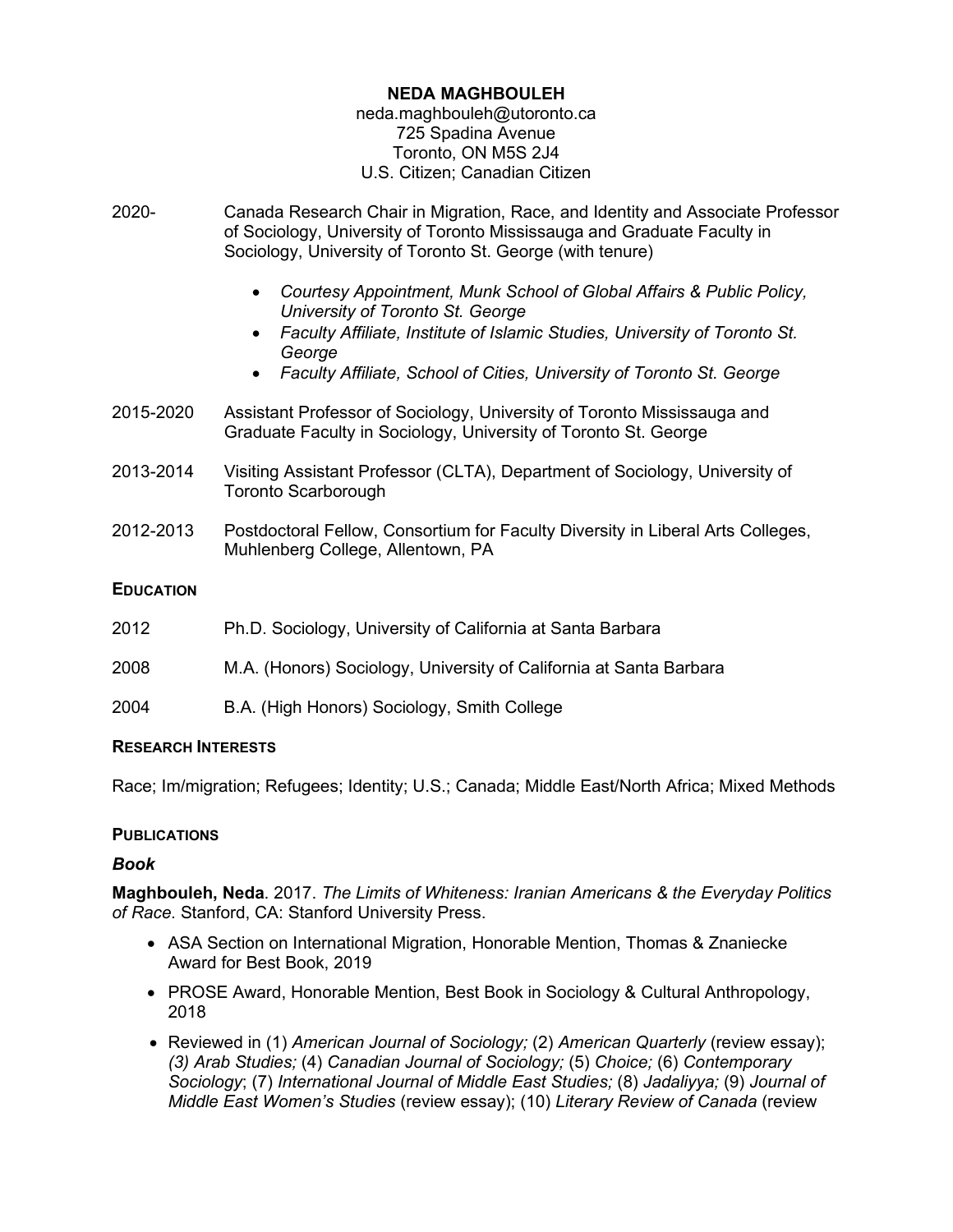# NEDA MAGHBOULEH

neda.maghbouleh@utoronto.ca
725 Spadina Avenue
Toronto, ON M5S 2J4
U.S. Citizen; Canadian Citizen

2020- Canada Research Chair in Migration, Race, and Identity and Associate Professor of Sociology, University of Toronto Mississauga and Graduate Faculty in Sociology, University of Toronto St. George (with tenure)

- *Courtesy Appointment, Munk School of Global Affairs & Public Policy, University of Toronto St. George*
- *Faculty Affiliate, Institute of Islamic Studies, University of Toronto St. George*
- *Faculty Affiliate, School of Cities, University of Toronto St. George*

2015-2020 Assistant Professor of Sociology, University of Toronto Mississauga and Graduate Faculty in Sociology, University of Toronto St. George

2013-2014 Visiting Assistant Professor (CLTA), Department of Sociology, University of Toronto Scarborough

2012-2013 Postdoctoral Fellow, Consortium for Faculty Diversity in Liberal Arts Colleges, Muhlenberg College, Allentown, PA

## EDUCATION

2012 Ph.D. Sociology, University of California at Santa Barbara

2008 M.A. (Honors) Sociology, University of California at Santa Barbara

2004 B.A. (High Honors) Sociology, Smith College

## RESEARCH INTERESTS

Race; Im/migration; Refugees; Identity; U.S.; Canada; Middle East/North Africa; Mixed Methods

## PUBLICATIONS

### *Book*

**Maghbouleh, Neda**. 2017. *The Limits of Whiteness: Iranian Americans & the Everyday Politics of Race.* Stanford, CA: Stanford University Press.

- ASA Section on International Migration, Honorable Mention, Thomas & Znaniecke Award for Best Book, 2019
- PROSE Award, Honorable Mention, Best Book in Sociology & Cultural Anthropology, 2018
- Reviewed in (1) *American Journal of Sociology;* (2) *American Quarterly* (review essay); *(3) Arab Studies;* (4) *Canadian Journal of Sociology;* (5) *Choice;* (6) *Contemporary Sociology*; (7) *International Journal of Middle East Studies;* (8) *Jadaliyya;* (9) *Journal of Middle East Women's Studies* (review essay); (10) *Literary Review of Canada* (review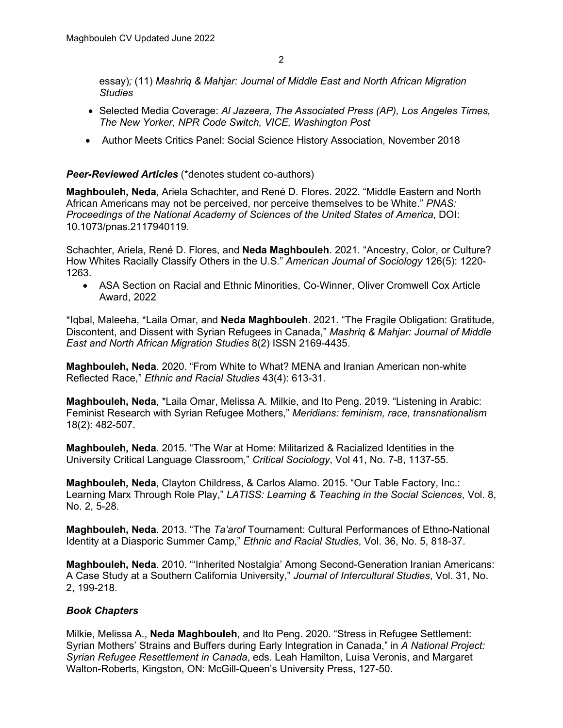essay); (11) *Mashriq & Mahjar: Journal of Middle East and North African Migration Studies*

- Selected Media Coverage: *Al Jazeera, The Associated Press (AP), Los Angeles Times, The New Yorker, NPR Code Switch, VICE, Washington Post*
- Author Meets Critics Panel: Social Science History Association, November 2018

### ***Peer-Reviewed Articles*** (*denotes student co-authors)

**Maghbouleh, Neda**, Ariela Schachter, and René D. Flores. 2022. "Middle Eastern and North African Americans may not be perceived, nor perceive themselves to be White." *PNAS: Proceedings of the National Academy of Sciences of the United States of America*, DOI: 10.1073/pnas.2117940119.

Schachter, Ariela, René D. Flores, and **Neda Maghbouleh**. 2021. "Ancestry, Color, or Culture? How Whites Racially Classify Others in the U.S." *American Journal of Sociology* 126(5): 1220-1263.

- ASA Section on Racial and Ethnic Minorities, Co-Winner, Oliver Cromwell Cox Article Award, 2022

*Iqbal, Maleeha, *Laila Omar, and **Neda Maghbouleh**. 2021. "The Fragile Obligation: Gratitude, Discontent, and Dissent with Syrian Refugees in Canada," *Mashriq & Mahjar: Journal of Middle East and North African Migration Studies* 8(2) ISSN 2169-4435.

**Maghbouleh, Neda**. 2020. "From White to What? MENA and Iranian American non-white Reflected Race," *Ethnic and Racial Studies* 43(4): 613-31.

**Maghbouleh, Neda**, *Laila Omar, Melissa A. Milkie, and Ito Peng. 2019. "Listening in Arabic: Feminist Research with Syrian Refugee Mothers," *Meridians: feminism, race, transnationalism* 18(2): 482-507.

**Maghbouleh, Neda**. 2015. "The War at Home: Militarized & Racialized Identities in the University Critical Language Classroom," *Critical Sociology*, Vol 41, No. 7-8, 1137-55.

**Maghbouleh, Neda**, Clayton Childress, & Carlos Alamo. 2015. "Our Table Factory, Inc.: Learning Marx Through Role Play," *LATISS: Learning & Teaching in the Social Sciences*, Vol. 8, No. 2, 5-28.

**Maghbouleh, Neda**. 2013. "The *Ta'arof* Tournament: Cultural Performances of Ethno-National Identity at a Diasporic Summer Camp," *Ethnic and Racial Studies*, Vol. 36, No. 5, 818-37.

**Maghbouleh, Neda**. 2010. "'Inherited Nostalgia' Among Second-Generation Iranian Americans: A Case Study at a Southern California University," *Journal of Intercultural Studies*, Vol. 31, No. 2, 199-218.

### ***Book Chapters***

Milkie, Melissa A., **Neda Maghbouleh**, and Ito Peng. 2020. "Stress in Refugee Settlement: Syrian Mothers' Strains and Buffers during Early Integration in Canada," in *A National Project: Syrian Refugee Resettlement in Canada*, eds. Leah Hamilton, Luisa Veronis, and Margaret Walton-Roberts, Kingston, ON: McGill-Queen's University Press, 127-50.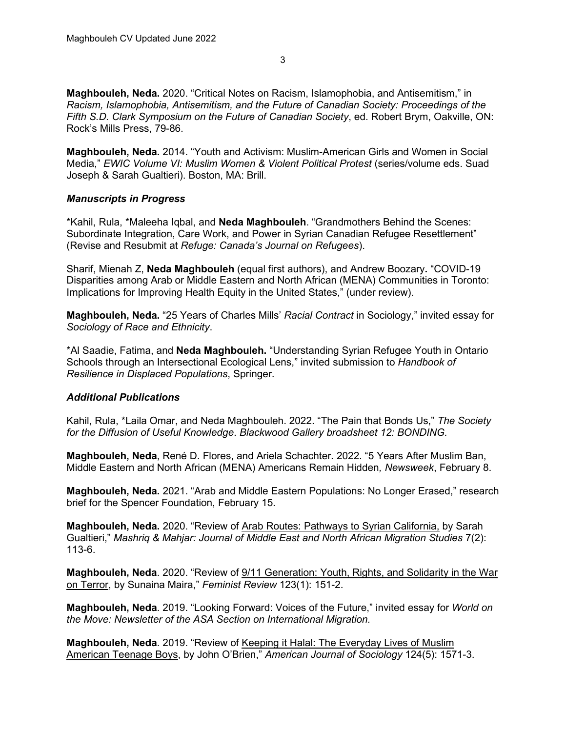**Maghbouleh, Neda.** 2020. "Critical Notes on Racism, Islamophobia, and Antisemitism," in *Racism, Islamophobia, Antisemitism, and the Future of Canadian Society: Proceedings of the Fifth S.D. Clark Symposium on the Future of Canadian Society*, ed. Robert Brym, Oakville, ON: Rock's Mills Press, 79-86.

**Maghbouleh, Neda.** 2014. "Youth and Activism: Muslim-American Girls and Women in Social Media," *EWIC Volume VI: Muslim Women & Violent Political Protest* (series/volume eds. Suad Joseph & Sarah Gualtieri). Boston, MA: Brill.

### *Manuscripts in Progress*

*Kahil, Rula, *Maleeha Iqbal, and **Neda Maghbouleh**. "Grandmothers Behind the Scenes: Subordinate Integration, Care Work, and Power in Syrian Canadian Refugee Resettlement" (Revise and Resubmit at *Refuge: Canada's Journal on Refugees*).

Sharif, Mienah Z, **Neda Maghbouleh** (equal first authors), and Andrew Boozary**.** "COVID-19 Disparities among Arab or Middle Eastern and North African (MENA) Communities in Toronto: Implications for Improving Health Equity in the United States," (under review).

**Maghbouleh, Neda.** "25 Years of Charles Mills' *Racial Contract* in Sociology," invited essay for *Sociology of Race and Ethnicity*.

*Al Saadie, Fatima, and **Neda Maghbouleh.** "Understanding Syrian Refugee Youth in Ontario Schools through an Intersectional Ecological Lens," invited submission to *Handbook of Resilience in Displaced Populations*, Springer.

### *Additional Publications*

Kahil, Rula, *Laila Omar, and Neda Maghbouleh. 2022. "The Pain that Bonds Us," *The Society for the Diffusion of Useful Knowledge*. *Blackwood Gallery broadsheet 12: BONDING.*

**Maghbouleh, Neda**, René D. Flores, and Ariela Schachter. 2022. "5 Years After Muslim Ban, Middle Eastern and North African (MENA) Americans Remain Hidden*, Newsweek*, February 8.

**Maghbouleh, Neda.** 2021. "Arab and Middle Eastern Populations: No Longer Erased," research brief for the Spencer Foundation, February 15.

**Maghbouleh, Neda.** 2020. "Review of <u>Arab Routes: Pathways to Syrian California,</u> by Sarah Gualtieri," *Mashriq & Mahjar: Journal of Middle East and North African Migration Studies* 7(2): 113-6.

**Maghbouleh, Neda**. 2020. "Review of <u>9/11 Generation: Youth, Rights, and Solidarity in the War on Terror</u>, by Sunaina Maira," *Feminist Review* 123(1): 151-2.

**Maghbouleh, Neda**. 2019. "Looking Forward: Voices of the Future," invited essay for *World on the Move: Newsletter of the ASA Section on International Migration.*

**Maghbouleh, Neda**. 2019. "Review of <u>Keeping it Halal: The Everyday Lives of Muslim American Teenage Boys</u>, by John O'Brien," *American Journal of Sociology* 124(5): 1571-3.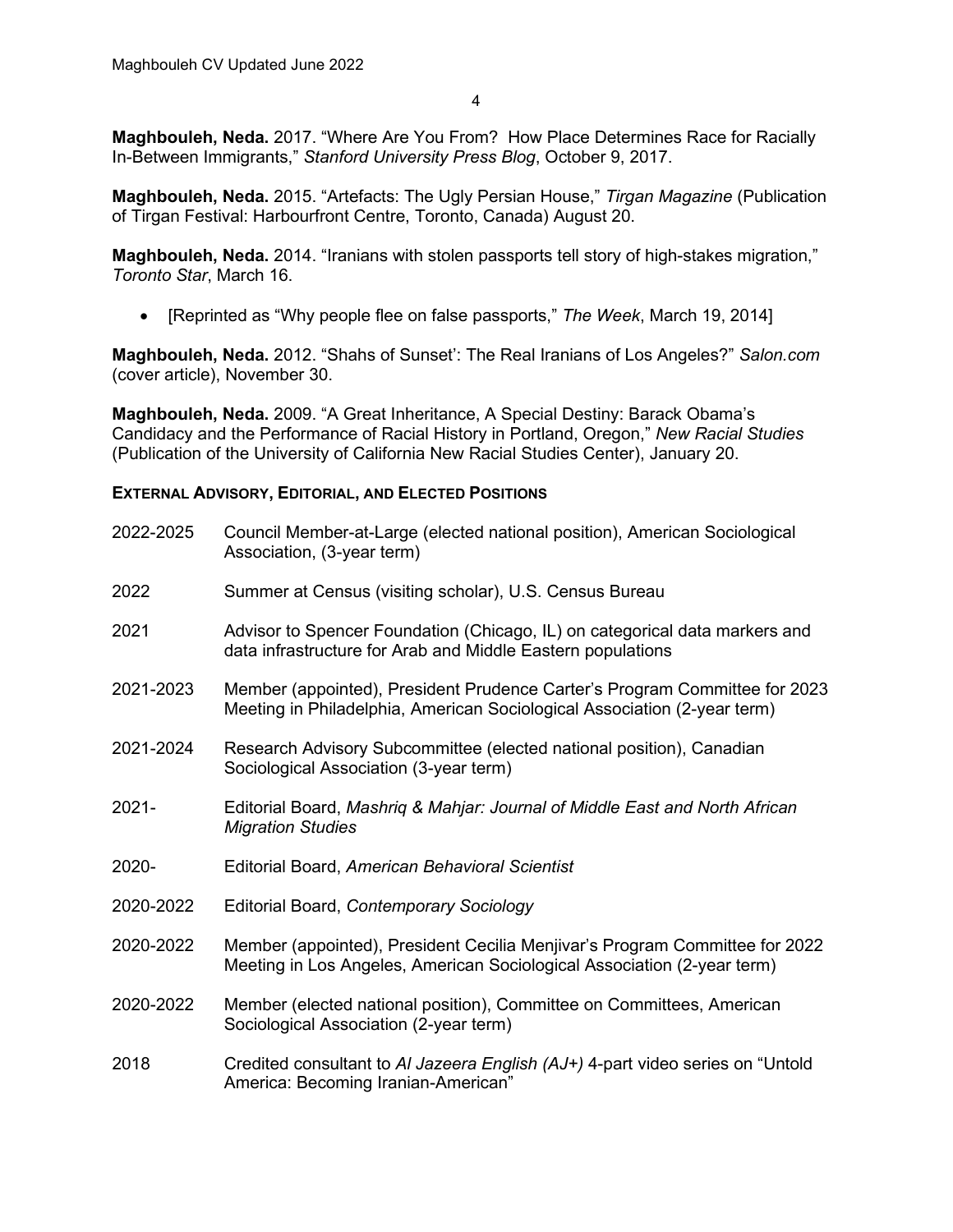**Maghbouleh, Neda.** 2017. "Where Are You From? How Place Determines Race for Racially In-Between Immigrants," *Stanford University Press Blog*, October 9, 2017.

**Maghbouleh, Neda.** 2015. "Artefacts: The Ugly Persian House," *Tirgan Magazine* (Publication of Tirgan Festival: Harbourfront Centre, Toronto, Canada) August 20.

**Maghbouleh, Neda.** 2014. "Iranians with stolen passports tell story of high-stakes migration," *Toronto Star*, March 16.

- [Reprinted as "Why people flee on false passports," *The Week*, March 19, 2014]

**Maghbouleh, Neda.** 2012. "Shahs of Sunset': The Real Iranians of Los Angeles?" *Salon.com* (cover article), November 30.

**Maghbouleh, Neda.** 2009. "A Great Inheritance, A Special Destiny: Barack Obama's Candidacy and the Performance of Racial History in Portland, Oregon," *New Racial Studies* (Publication of the University of California New Racial Studies Center), January 20.

## External Advisory, Editorial, and Elected Positions

2022-2025 Council Member-at-Large (elected national position), American Sociological Association, (3-year term)

2022 Summer at Census (visiting scholar), U.S. Census Bureau

2021 Advisor to Spencer Foundation (Chicago, IL) on categorical data markers and data infrastructure for Arab and Middle Eastern populations

2021-2023 Member (appointed), President Prudence Carter's Program Committee for 2023 Meeting in Philadelphia, American Sociological Association (2-year term)

2021-2024 Research Advisory Subcommittee (elected national position), Canadian Sociological Association (3-year term)

2021- Editorial Board, *Mashriq & Mahjar: Journal of Middle East and North African Migration Studies*

2020- Editorial Board, *American Behavioral Scientist*

2020-2022 Editorial Board, *Contemporary Sociology*

2020-2022 Member (appointed), President Cecilia Menjivar's Program Committee for 2022 Meeting in Los Angeles, American Sociological Association (2-year term)

2020-2022 Member (elected national position), Committee on Committees, American Sociological Association (2-year term)

2018 Credited consultant to *Al Jazeera English (AJ+)* 4-part video series on "Untold America: Becoming Iranian-American"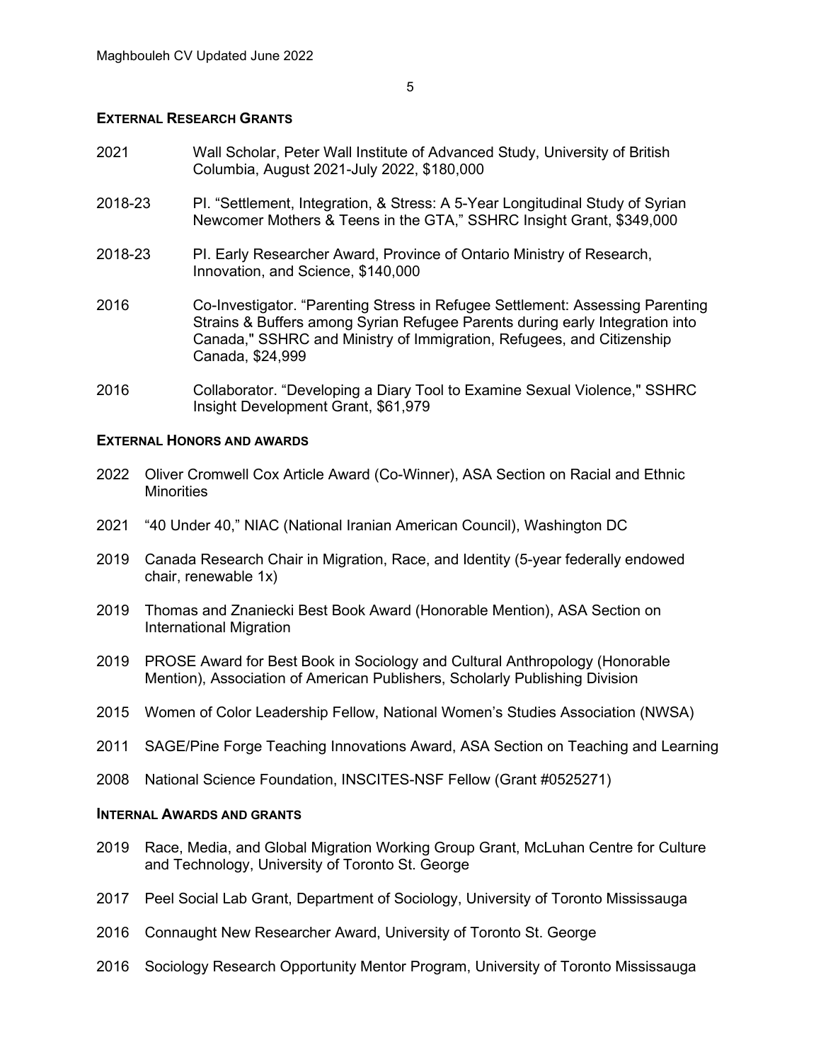## External Research Grants

2021 Wall Scholar, Peter Wall Institute of Advanced Study, University of British Columbia, August 2021-July 2022, $180,000

2018-23 PI. "Settlement, Integration, & Stress: A 5-Year Longitudinal Study of Syrian Newcomer Mothers & Teens in the GTA," SSHRC Insight Grant, $349,000

2018-23 PI. Early Researcher Award, Province of Ontario Ministry of Research, Innovation, and Science, $140,000

2016 Co-Investigator. "Parenting Stress in Refugee Settlement: Assessing Parenting Strains & Buffers among Syrian Refugee Parents during early Integration into Canada," SSHRC and Ministry of Immigration, Refugees, and Citizenship Canada, $24,999

2016 Collaborator. "Developing a Diary Tool to Examine Sexual Violence," SSHRC Insight Development Grant, $61,979

## External Honors and awards

2022 Oliver Cromwell Cox Article Award (Co-Winner), ASA Section on Racial and Ethnic Minorities

2021 "40 Under 40," NIAC (National Iranian American Council), Washington DC

2019 Canada Research Chair in Migration, Race, and Identity (5-year federally endowed chair, renewable 1x)

2019 Thomas and Znaniecki Best Book Award (Honorable Mention), ASA Section on International Migration

2019 PROSE Award for Best Book in Sociology and Cultural Anthropology (Honorable Mention), Association of American Publishers, Scholarly Publishing Division

2015 Women of Color Leadership Fellow, National Women's Studies Association (NWSA)

2011 SAGE/Pine Forge Teaching Innovations Award, ASA Section on Teaching and Learning

2008 National Science Foundation, INSCITES-NSF Fellow (Grant #0525271)

## Internal Awards and grants

2019 Race, Media, and Global Migration Working Group Grant, McLuhan Centre for Culture and Technology, University of Toronto St. George

2017 Peel Social Lab Grant, Department of Sociology, University of Toronto Mississauga

2016 Connaught New Researcher Award, University of Toronto St. George

2016 Sociology Research Opportunity Mentor Program, University of Toronto Mississauga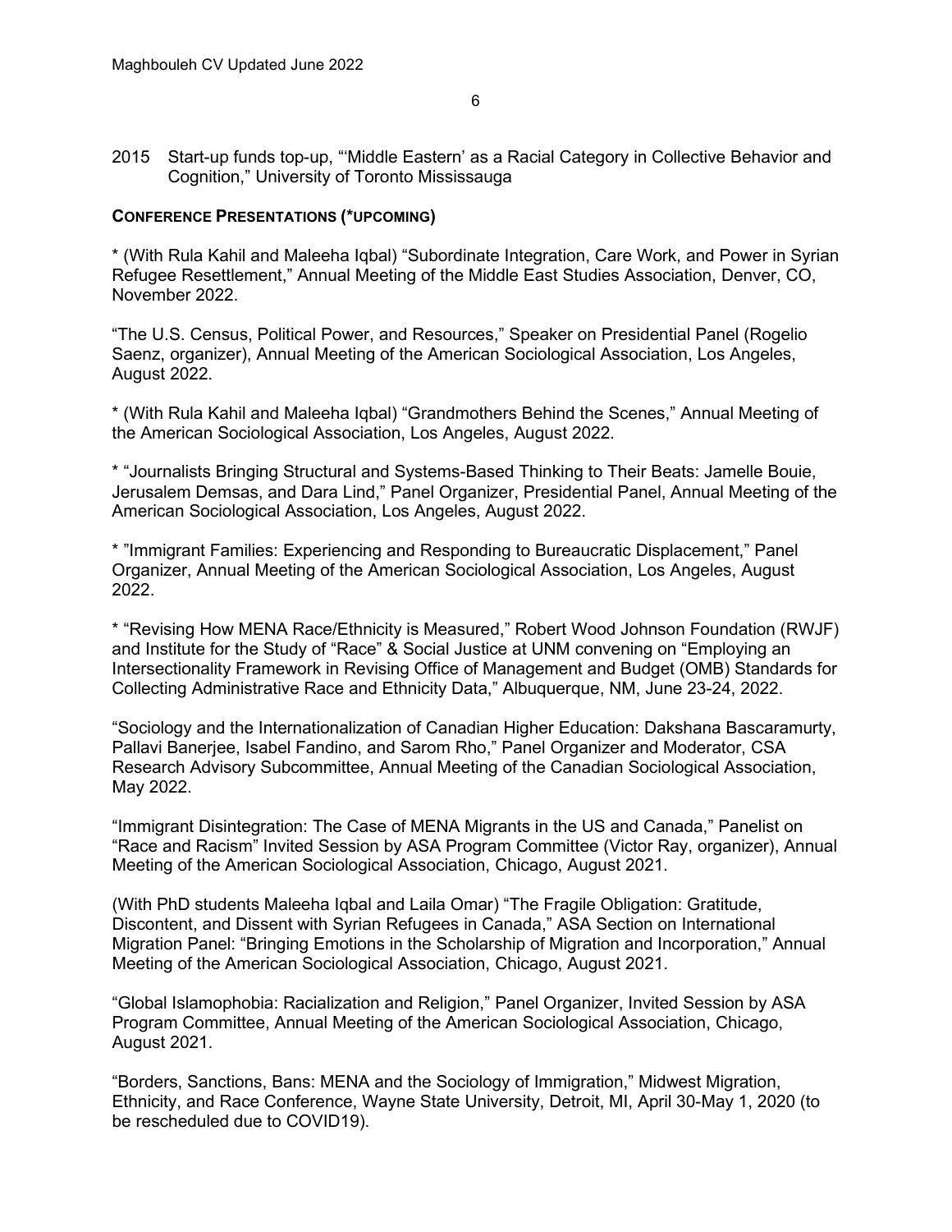2015 Start-up funds top-up, "'Middle Eastern' as a Racial Category in Collective Behavior and Cognition," University of Toronto Mississauga

**CONFERENCE PRESENTATIONS (*UPCOMING)**

* (With Rula Kahil and Maleeha Iqbal) "Subordinate Integration, Care Work, and Power in Syrian Refugee Resettlement," Annual Meeting of the Middle East Studies Association, Denver, CO, November 2022.

"The U.S. Census, Political Power, and Resources," Speaker on Presidential Panel (Rogelio Saenz, organizer), Annual Meeting of the American Sociological Association, Los Angeles, August 2022.

* (With Rula Kahil and Maleeha Iqbal) "Grandmothers Behind the Scenes," Annual Meeting of the American Sociological Association, Los Angeles, August 2022.

* "Journalists Bringing Structural and Systems-Based Thinking to Their Beats: Jamelle Bouie, Jerusalem Demsas, and Dara Lind," Panel Organizer, Presidential Panel, Annual Meeting of the American Sociological Association, Los Angeles, August 2022.

* "Immigrant Families: Experiencing and Responding to Bureaucratic Displacement," Panel Organizer, Annual Meeting of the American Sociological Association, Los Angeles, August 2022.

* "Revising How MENA Race/Ethnicity is Measured," Robert Wood Johnson Foundation (RWJF) and Institute for the Study of "Race" & Social Justice at UNM convening on "Employing an Intersectionality Framework in Revising Office of Management and Budget (OMB) Standards for Collecting Administrative Race and Ethnicity Data," Albuquerque, NM, June 23-24, 2022.

"Sociology and the Internationalization of Canadian Higher Education: Dakshana Bascaramurty, Pallavi Banerjee, Isabel Fandino, and Sarom Rho," Panel Organizer and Moderator, CSA Research Advisory Subcommittee, Annual Meeting of the Canadian Sociological Association, May 2022.

"Immigrant Disintegration: The Case of MENA Migrants in the US and Canada," Panelist on "Race and Racism" Invited Session by ASA Program Committee (Victor Ray, organizer), Annual Meeting of the American Sociological Association, Chicago, August 2021.

(With PhD students Maleeha Iqbal and Laila Omar) "The Fragile Obligation: Gratitude, Discontent, and Dissent with Syrian Refugees in Canada," ASA Section on International Migration Panel: "Bringing Emotions in the Scholarship of Migration and Incorporation," Annual Meeting of the American Sociological Association, Chicago, August 2021.

"Global Islamophobia: Racialization and Religion," Panel Organizer, Invited Session by ASA Program Committee, Annual Meeting of the American Sociological Association, Chicago, August 2021.

"Borders, Sanctions, Bans: MENA and the Sociology of Immigration," Midwest Migration, Ethnicity, and Race Conference, Wayne State University, Detroit, MI, April 30-May 1, 2020 (to be rescheduled due to COVID19).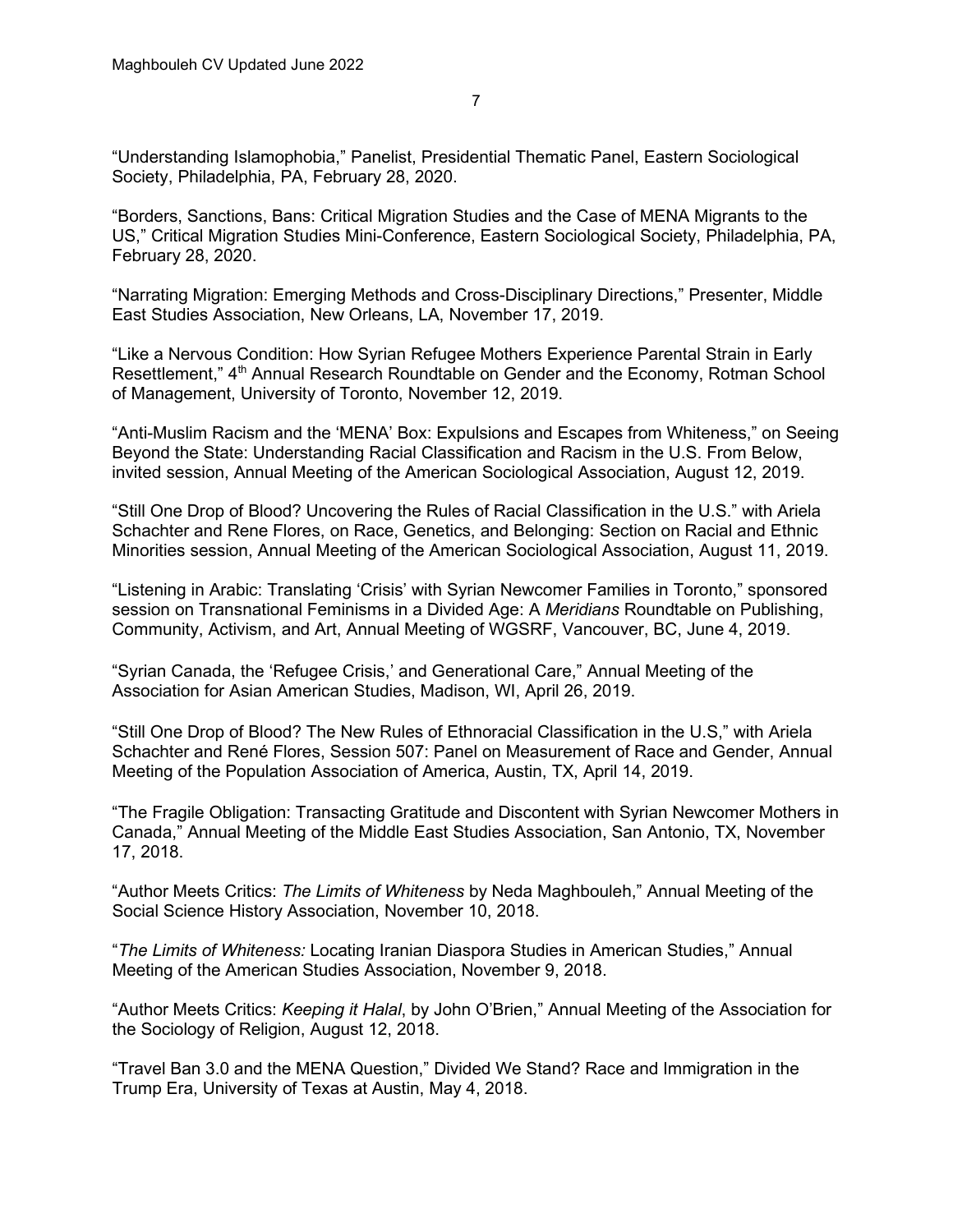"Understanding Islamophobia," Panelist, Presidential Thematic Panel, Eastern Sociological Society, Philadelphia, PA, February 28, 2020.

"Borders, Sanctions, Bans: Critical Migration Studies and the Case of MENA Migrants to the US," Critical Migration Studies Mini-Conference, Eastern Sociological Society, Philadelphia, PA, February 28, 2020.

"Narrating Migration: Emerging Methods and Cross-Disciplinary Directions," Presenter, Middle East Studies Association, New Orleans, LA, November 17, 2019.

"Like a Nervous Condition: How Syrian Refugee Mothers Experience Parental Strain in Early Resettlement," 4th Annual Research Roundtable on Gender and the Economy, Rotman School of Management, University of Toronto, November 12, 2019.

"Anti-Muslim Racism and the 'MENA' Box: Expulsions and Escapes from Whiteness," on Seeing Beyond the State: Understanding Racial Classification and Racism in the U.S. From Below, invited session, Annual Meeting of the American Sociological Association, August 12, 2019.

"Still One Drop of Blood? Uncovering the Rules of Racial Classification in the U.S." with Ariela Schachter and Rene Flores, on Race, Genetics, and Belonging: Section on Racial and Ethnic Minorities session, Annual Meeting of the American Sociological Association, August 11, 2019.

"Listening in Arabic: Translating 'Crisis' with Syrian Newcomer Families in Toronto," sponsored session on Transnational Feminisms in a Divided Age: A *Meridians* Roundtable on Publishing, Community, Activism, and Art, Annual Meeting of WGSRF, Vancouver, BC, June 4, 2019.

"Syrian Canada, the 'Refugee Crisis,' and Generational Care," Annual Meeting of the Association for Asian American Studies, Madison, WI, April 26, 2019.

"Still One Drop of Blood? The New Rules of Ethnoracial Classification in the U.S," with Ariela Schachter and René Flores, Session 507: Panel on Measurement of Race and Gender, Annual Meeting of the Population Association of America, Austin, TX, April 14, 2019.

"The Fragile Obligation: Transacting Gratitude and Discontent with Syrian Newcomer Mothers in Canada," Annual Meeting of the Middle East Studies Association, San Antonio, TX, November 17, 2018.

"Author Meets Critics: *The Limits of Whiteness* by Neda Maghbouleh," Annual Meeting of the Social Science History Association, November 10, 2018.

"*The Limits of Whiteness:* Locating Iranian Diaspora Studies in American Studies," Annual Meeting of the American Studies Association, November 9, 2018.

"Author Meets Critics: *Keeping it Halal*, by John O'Brien," Annual Meeting of the Association for the Sociology of Religion, August 12, 2018.

"Travel Ban 3.0 and the MENA Question," Divided We Stand? Race and Immigration in the Trump Era, University of Texas at Austin, May 4, 2018.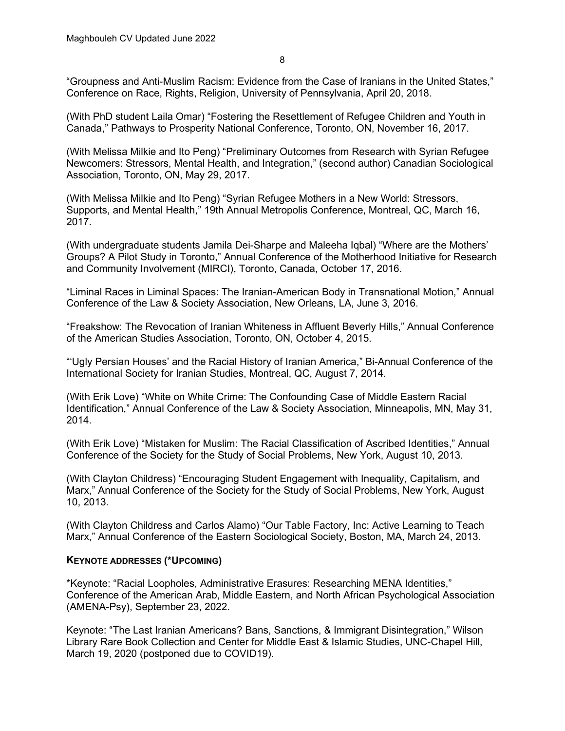"Groupness and Anti-Muslim Racism: Evidence from the Case of Iranians in the United States," Conference on Race, Rights, Religion, University of Pennsylvania, April 20, 2018.

(With PhD student Laila Omar) "Fostering the Resettlement of Refugee Children and Youth in Canada," Pathways to Prosperity National Conference, Toronto, ON, November 16, 2017.

(With Melissa Milkie and Ito Peng) "Preliminary Outcomes from Research with Syrian Refugee Newcomers: Stressors, Mental Health, and Integration," (second author) Canadian Sociological Association, Toronto, ON, May 29, 2017.

(With Melissa Milkie and Ito Peng) "Syrian Refugee Mothers in a New World: Stressors, Supports, and Mental Health," 19th Annual Metropolis Conference, Montreal, QC, March 16, 2017.

(With undergraduate students Jamila Dei-Sharpe and Maleeha Iqbal) "Where are the Mothers' Groups? A Pilot Study in Toronto," Annual Conference of the Motherhood Initiative for Research and Community Involvement (MIRCI), Toronto, Canada, October 17, 2016.

"Liminal Races in Liminal Spaces: The Iranian-American Body in Transnational Motion," Annual Conference of the Law & Society Association, New Orleans, LA, June 3, 2016.

"Freakshow: The Revocation of Iranian Whiteness in Affluent Beverly Hills," Annual Conference of the American Studies Association, Toronto, ON, October 4, 2015.

"'Ugly Persian Houses' and the Racial History of Iranian America," Bi-Annual Conference of the International Society for Iranian Studies, Montreal, QC, August 7, 2014.

(With Erik Love) "White on White Crime: The Confounding Case of Middle Eastern Racial Identification," Annual Conference of the Law & Society Association, Minneapolis, MN, May 31, 2014.

(With Erik Love) "Mistaken for Muslim: The Racial Classification of Ascribed Identities," Annual Conference of the Society for the Study of Social Problems, New York, August 10, 2013.

(With Clayton Childress) "Encouraging Student Engagement with Inequality, Capitalism, and Marx," Annual Conference of the Society for the Study of Social Problems, New York, August 10, 2013.

(With Clayton Childress and Carlos Alamo) "Our Table Factory, Inc: Active Learning to Teach Marx," Annual Conference of the Eastern Sociological Society, Boston, MA, March 24, 2013.

### **KEYNOTE ADDRESSES (*UPCOMING)**

*Keynote: "Racial Loopholes, Administrative Erasures: Researching MENA Identities," Conference of the American Arab, Middle Eastern, and North African Psychological Association (AMENA-Psy), September 23, 2022.

Keynote: "The Last Iranian Americans? Bans, Sanctions, & Immigrant Disintegration," Wilson Library Rare Book Collection and Center for Middle East & Islamic Studies, UNC-Chapel Hill, March 19, 2020 (postponed due to COVID19).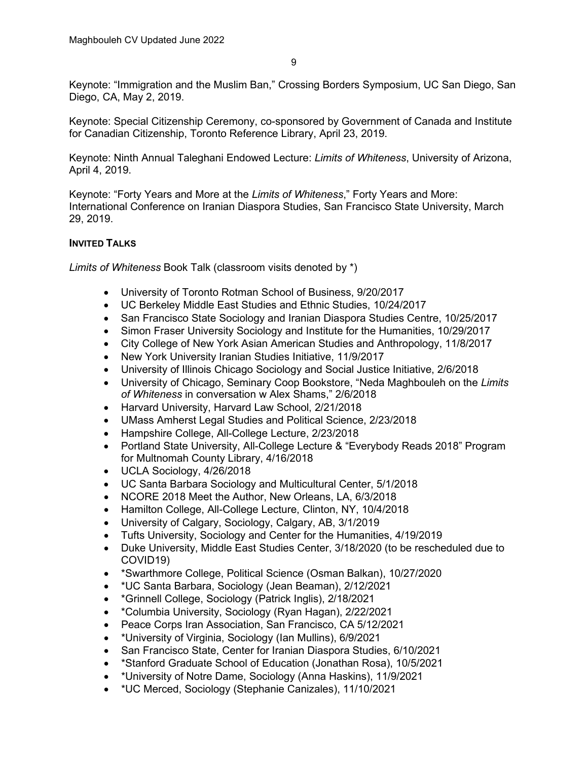Keynote: "Immigration and the Muslim Ban," Crossing Borders Symposium, UC San Diego, San Diego, CA, May 2, 2019.

Keynote: Special Citizenship Ceremony, co-sponsored by Government of Canada and Institute for Canadian Citizenship, Toronto Reference Library, April 23, 2019.

Keynote: Ninth Annual Taleghani Endowed Lecture: *Limits of Whiteness*, University of Arizona, April 4, 2019.

Keynote: "Forty Years and More at the *Limits of Whiteness*," Forty Years and More: International Conference on Iranian Diaspora Studies, San Francisco State University, March 29, 2019.

**INVITED TALKS**

*Limits of Whiteness* Book Talk (classroom visits denoted by *)

- University of Toronto Rotman School of Business, 9/20/2017
- UC Berkeley Middle East Studies and Ethnic Studies, 10/24/2017
- San Francisco State Sociology and Iranian Diaspora Studies Centre, 10/25/2017
- Simon Fraser University Sociology and Institute for the Humanities, 10/29/2017
- City College of New York Asian American Studies and Anthropology, 11/8/2017
- New York University Iranian Studies Initiative, 11/9/2017
- University of Illinois Chicago Sociology and Social Justice Initiative, 2/6/2018
- University of Chicago, Seminary Coop Bookstore, "Neda Maghbouleh on the *Limits of Whiteness* in conversation w Alex Shams," 2/6/2018
- Harvard University, Harvard Law School, 2/21/2018
- UMass Amherst Legal Studies and Political Science, 2/23/2018
- Hampshire College, All-College Lecture, 2/23/2018
- Portland State University, All-College Lecture & "Everybody Reads 2018" Program for Multnomah County Library, 4/16/2018
- UCLA Sociology, 4/26/2018
- UC Santa Barbara Sociology and Multicultural Center, 5/1/2018
- NCORE 2018 Meet the Author, New Orleans, LA, 6/3/2018
- Hamilton College, All-College Lecture, Clinton, NY, 10/4/2018
- University of Calgary, Sociology, Calgary, AB, 3/1/2019
- Tufts University, Sociology and Center for the Humanities, 4/19/2019
- Duke University, Middle East Studies Center, 3/18/2020 (to be rescheduled due to COVID19)
- *Swarthmore College, Political Science (Osman Balkan), 10/27/2020
- *UC Santa Barbara, Sociology (Jean Beaman), 2/12/2021
- *Grinnell College, Sociology (Patrick Inglis), 2/18/2021
- *Columbia University, Sociology (Ryan Hagan), 2/22/2021
- Peace Corps Iran Association, San Francisco, CA 5/12/2021
- *University of Virginia, Sociology (Ian Mullins), 6/9/2021
- San Francisco State, Center for Iranian Diaspora Studies, 6/10/2021
- *Stanford Graduate School of Education (Jonathan Rosa), 10/5/2021
- *University of Notre Dame, Sociology (Anna Haskins), 11/9/2021
- *UC Merced, Sociology (Stephanie Canizales), 11/10/2021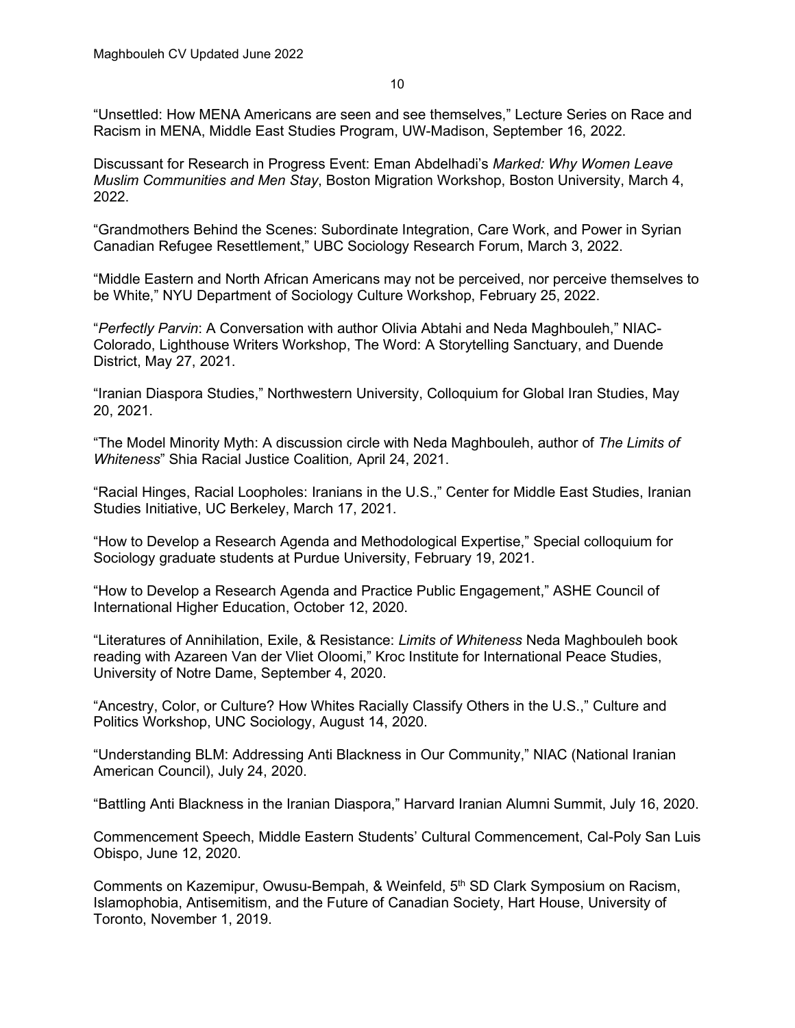"Unsettled: How MENA Americans are seen and see themselves," Lecture Series on Race and Racism in MENA, Middle East Studies Program, UW-Madison, September 16, 2022.

Discussant for Research in Progress Event: Eman Abdelhadi's *Marked: Why Women Leave Muslim Communities and Men Stay*, Boston Migration Workshop, Boston University, March 4, 2022.

"Grandmothers Behind the Scenes: Subordinate Integration, Care Work, and Power in Syrian Canadian Refugee Resettlement," UBC Sociology Research Forum, March 3, 2022.

"Middle Eastern and North African Americans may not be perceived, nor perceive themselves to be White," NYU Department of Sociology Culture Workshop, February 25, 2022.

"*Perfectly Parvin*: A Conversation with author Olivia Abtahi and Neda Maghbouleh," NIAC-Colorado, Lighthouse Writers Workshop, The Word: A Storytelling Sanctuary, and Duende District, May 27, 2021.

"Iranian Diaspora Studies," Northwestern University, Colloquium for Global Iran Studies, May 20, 2021.

"The Model Minority Myth: A discussion circle with Neda Maghbouleh, author of *The Limits of Whiteness*" Shia Racial Justice Coalition, April 24, 2021.

"Racial Hinges, Racial Loopholes: Iranians in the U.S.," Center for Middle East Studies, Iranian Studies Initiative, UC Berkeley, March 17, 2021.

"How to Develop a Research Agenda and Methodological Expertise," Special colloquium for Sociology graduate students at Purdue University, February 19, 2021.

"How to Develop a Research Agenda and Practice Public Engagement," ASHE Council of International Higher Education, October 12, 2020.

"Literatures of Annihilation, Exile, & Resistance: *Limits of Whiteness* Neda Maghbouleh book reading with Azareen Van der Vliet Oloomi," Kroc Institute for International Peace Studies, University of Notre Dame, September 4, 2020.

"Ancestry, Color, or Culture? How Whites Racially Classify Others in the U.S.," Culture and Politics Workshop, UNC Sociology, August 14, 2020.

"Understanding BLM: Addressing Anti Blackness in Our Community," NIAC (National Iranian American Council), July 24, 2020.

"Battling Anti Blackness in the Iranian Diaspora," Harvard Iranian Alumni Summit, July 16, 2020.

Commencement Speech, Middle Eastern Students' Cultural Commencement, Cal-Poly San Luis Obispo, June 12, 2020.

Comments on Kazemipur, Owusu-Bempah, & Weinfeld, 5th SD Clark Symposium on Racism, Islamophobia, Antisemitism, and the Future of Canadian Society, Hart House, University of Toronto, November 1, 2019.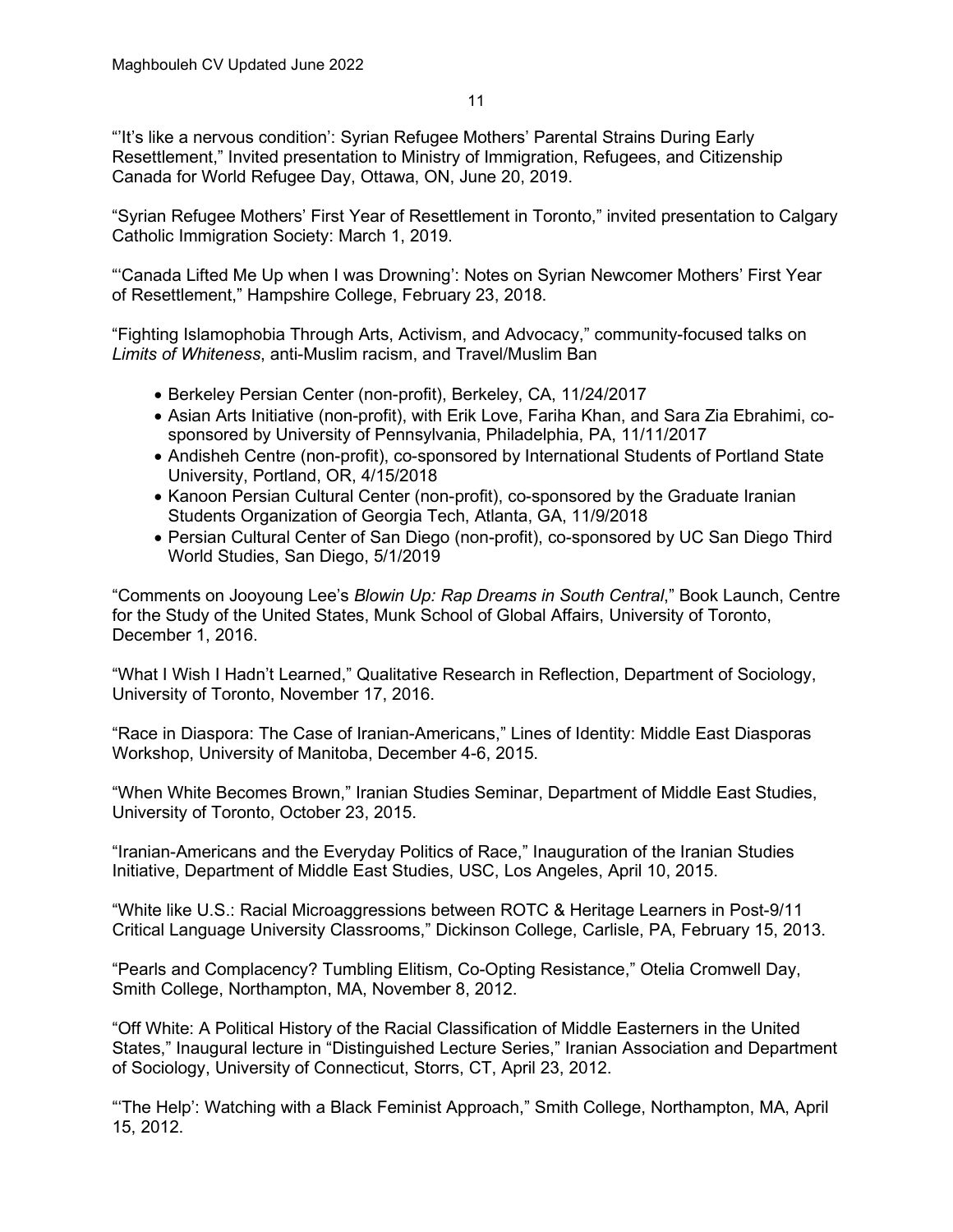"'It's like a nervous condition': Syrian Refugee Mothers' Parental Strains During Early Resettlement," Invited presentation to Ministry of Immigration, Refugees, and Citizenship Canada for World Refugee Day, Ottawa, ON, June 20, 2019.

"Syrian Refugee Mothers' First Year of Resettlement in Toronto," invited presentation to Calgary Catholic Immigration Society: March 1, 2019.

"'Canada Lifted Me Up when I was Drowning': Notes on Syrian Newcomer Mothers' First Year of Resettlement," Hampshire College, February 23, 2018.

"Fighting Islamophobia Through Arts, Activism, and Advocacy," community-focused talks on *Limits of Whiteness*, anti-Muslim racism, and Travel/Muslim Ban

- Berkeley Persian Center (non-profit), Berkeley, CA, 11/24/2017
- Asian Arts Initiative (non-profit), with Erik Love, Fariha Khan, and Sara Zia Ebrahimi, co-sponsored by University of Pennsylvania, Philadelphia, PA, 11/11/2017
- Andisheh Centre (non-profit), co-sponsored by International Students of Portland State University, Portland, OR, 4/15/2018
- Kanoon Persian Cultural Center (non-profit), co-sponsored by the Graduate Iranian Students Organization of Georgia Tech, Atlanta, GA, 11/9/2018
- Persian Cultural Center of San Diego (non-profit), co-sponsored by UC San Diego Third World Studies, San Diego, 5/1/2019

"Comments on Jooyoung Lee's *Blowin Up: Rap Dreams in South Central*," Book Launch, Centre for the Study of the United States, Munk School of Global Affairs, University of Toronto, December 1, 2016.

"What I Wish I Hadn't Learned," Qualitative Research in Reflection, Department of Sociology, University of Toronto, November 17, 2016.

"Race in Diaspora: The Case of Iranian-Americans," Lines of Identity: Middle East Diasporas Workshop, University of Manitoba, December 4-6, 2015.

"When White Becomes Brown," Iranian Studies Seminar, Department of Middle East Studies, University of Toronto, October 23, 2015.

"Iranian-Americans and the Everyday Politics of Race," Inauguration of the Iranian Studies Initiative, Department of Middle East Studies, USC, Los Angeles, April 10, 2015.

"White like U.S.: Racial Microaggressions between ROTC & Heritage Learners in Post-9/11 Critical Language University Classrooms," Dickinson College, Carlisle, PA, February 15, 2013.

"Pearls and Complacency? Tumbling Elitism, Co-Opting Resistance," Otelia Cromwell Day, Smith College, Northampton, MA, November 8, 2012.

"Off White: A Political History of the Racial Classification of Middle Easterners in the United States," Inaugural lecture in "Distinguished Lecture Series," Iranian Association and Department of Sociology, University of Connecticut, Storrs, CT, April 23, 2012.

"'The Help': Watching with a Black Feminist Approach," Smith College, Northampton, MA, April 15, 2012.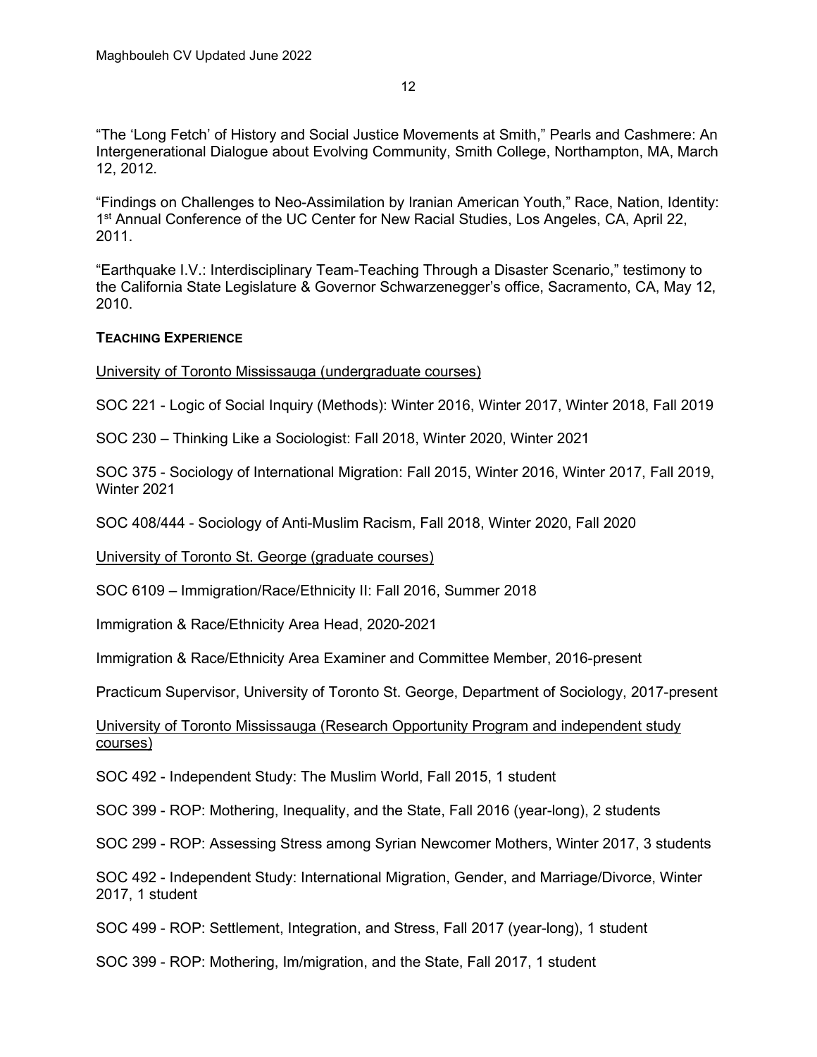“The ‘Long Fetch’ of History and Social Justice Movements at Smith,” Pearls and Cashmere: An Intergenerational Dialogue about Evolving Community, Smith College, Northampton, MA, March 12, 2012.

“Findings on Challenges to Neo-Assimilation by Iranian American Youth,” Race, Nation, Identity: 1st Annual Conference of the UC Center for New Racial Studies, Los Angeles, CA, April 22, 2011.

“Earthquake I.V.: Interdisciplinary Team-Teaching Through a Disaster Scenario,” testimony to the California State Legislature & Governor Schwarzenegger’s office, Sacramento, CA, May 12, 2010.

## TEACHING EXPERIENCE

University of Toronto Mississauga (undergraduate courses)

SOC 221 - Logic of Social Inquiry (Methods): Winter 2016, Winter 2017, Winter 2018, Fall 2019

SOC 230 – Thinking Like a Sociologist: Fall 2018, Winter 2020, Winter 2021

SOC 375 - Sociology of International Migration: Fall 2015, Winter 2016, Winter 2017, Fall 2019, Winter 2021

SOC 408/444 - Sociology of Anti-Muslim Racism, Fall 2018, Winter 2020, Fall 2020

University of Toronto St. George (graduate courses)

SOC 6109 – Immigration/Race/Ethnicity II: Fall 2016, Summer 2018

Immigration & Race/Ethnicity Area Head, 2020-2021

Immigration & Race/Ethnicity Area Examiner and Committee Member, 2016-present

Practicum Supervisor, University of Toronto St. George, Department of Sociology, 2017-present

University of Toronto Mississauga (Research Opportunity Program and independent study courses)

SOC 492 - Independent Study: The Muslim World, Fall 2015, 1 student

SOC 399 - ROP: Mothering, Inequality, and the State, Fall 2016 (year-long), 2 students

SOC 299 - ROP: Assessing Stress among Syrian Newcomer Mothers, Winter 2017, 3 students

SOC 492 - Independent Study: International Migration, Gender, and Marriage/Divorce, Winter 2017, 1 student

SOC 499 - ROP: Settlement, Integration, and Stress, Fall 2017 (year-long), 1 student

SOC 399 - ROP: Mothering, Im/migration, and the State, Fall 2017, 1 student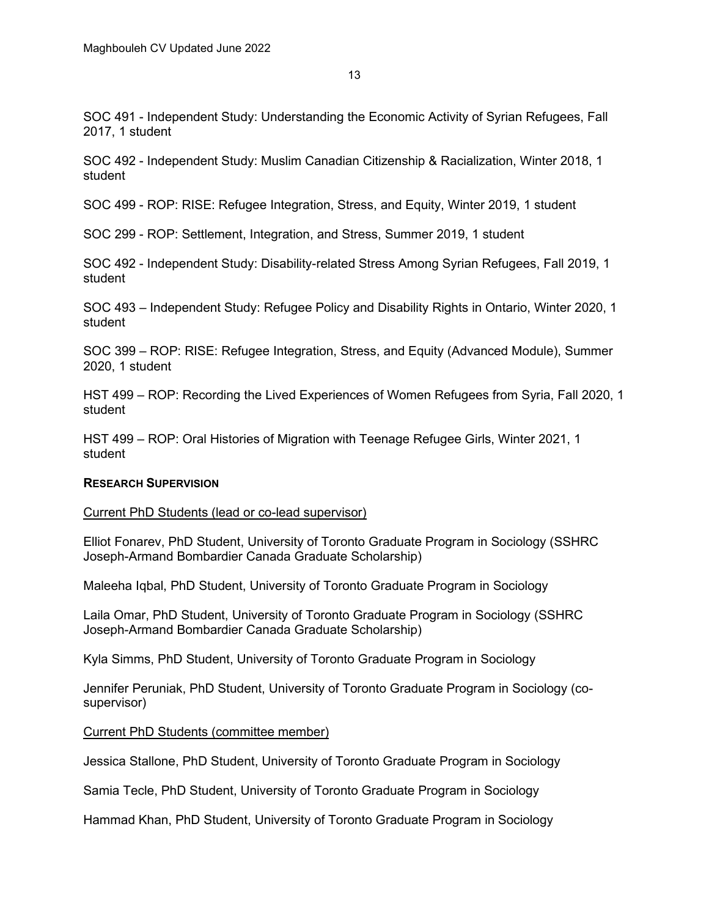SOC 491 - Independent Study: Understanding the Economic Activity of Syrian Refugees, Fall 2017, 1 student

SOC 492 - Independent Study: Muslim Canadian Citizenship & Racialization, Winter 2018, 1 student

SOC 499 - ROP: RISE: Refugee Integration, Stress, and Equity, Winter 2019, 1 student

SOC 299 - ROP: Settlement, Integration, and Stress, Summer 2019, 1 student

SOC 492 - Independent Study: Disability-related Stress Among Syrian Refugees, Fall 2019, 1 student

SOC 493 – Independent Study: Refugee Policy and Disability Rights in Ontario, Winter 2020, 1 student

SOC 399 – ROP: RISE: Refugee Integration, Stress, and Equity (Advanced Module), Summer 2020, 1 student

HST 499 – ROP: Recording the Lived Experiences of Women Refugees from Syria, Fall 2020, 1 student

HST 499 – ROP: Oral Histories of Migration with Teenage Refugee Girls, Winter 2021, 1 student

**RESEARCH SUPERVISION**

Current PhD Students (lead or co-lead supervisor)

Elliot Fonarev, PhD Student, University of Toronto Graduate Program in Sociology (SSHRC Joseph-Armand Bombardier Canada Graduate Scholarship)

Maleeha Iqbal, PhD Student, University of Toronto Graduate Program in Sociology

Laila Omar, PhD Student, University of Toronto Graduate Program in Sociology (SSHRC Joseph-Armand Bombardier Canada Graduate Scholarship)

Kyla Simms, PhD Student, University of Toronto Graduate Program in Sociology

Jennifer Peruniak, PhD Student, University of Toronto Graduate Program in Sociology (co-supervisor)

Current PhD Students (committee member)

Jessica Stallone, PhD Student, University of Toronto Graduate Program in Sociology

Samia Tecle, PhD Student, University of Toronto Graduate Program in Sociology

Hammad Khan, PhD Student, University of Toronto Graduate Program in Sociology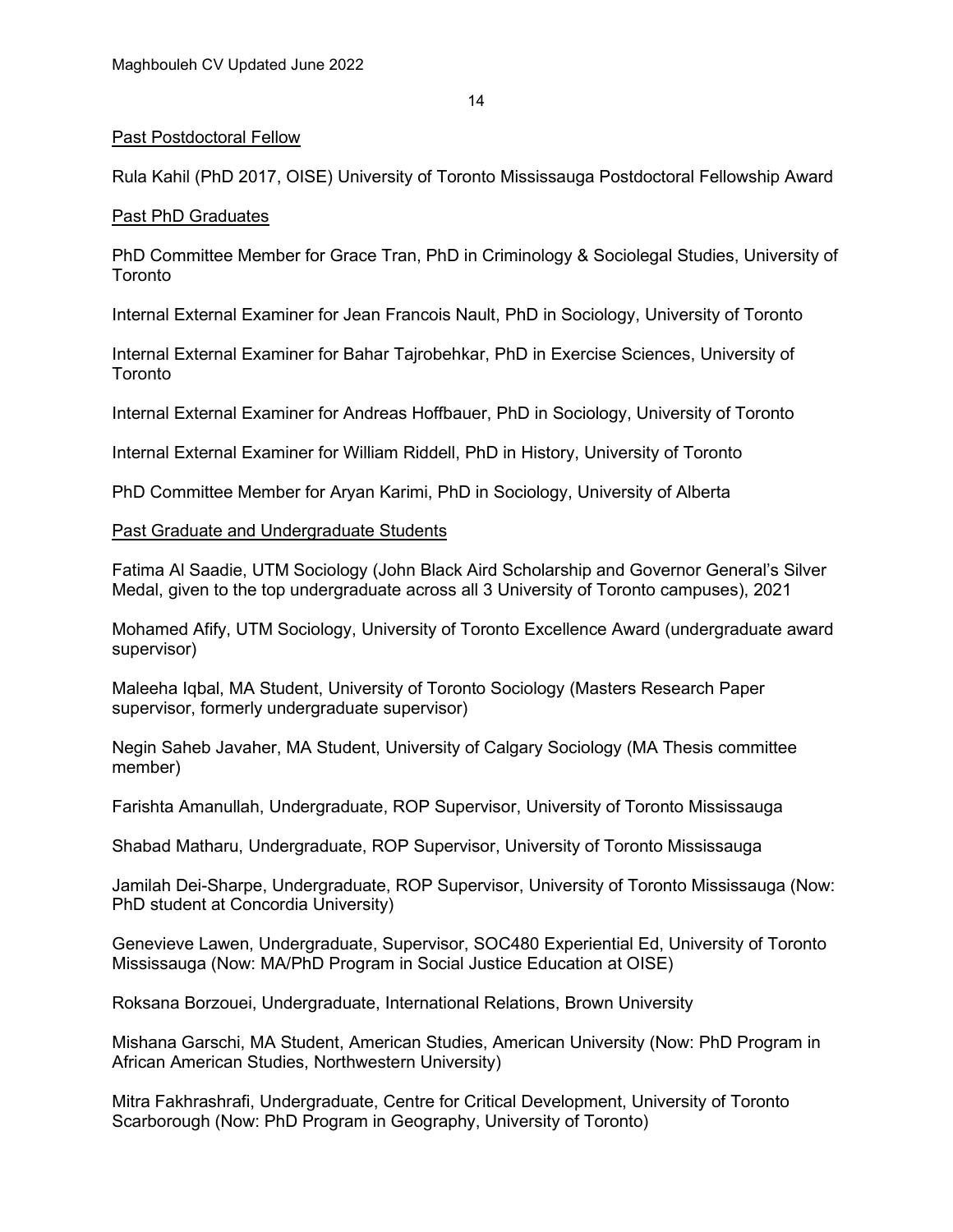### Past Postdoctoral Fellow

Rula Kahil (PhD 2017, OISE) University of Toronto Mississauga Postdoctoral Fellowship Award

### Past PhD Graduates

PhD Committee Member for Grace Tran, PhD in Criminology & Sociolegal Studies, University of Toronto

Internal External Examiner for Jean Francois Nault, PhD in Sociology, University of Toronto

Internal External Examiner for Bahar Tajrobehkar, PhD in Exercise Sciences, University of Toronto

Internal External Examiner for Andreas Hoffbauer, PhD in Sociology, University of Toronto

Internal External Examiner for William Riddell, PhD in History, University of Toronto

PhD Committee Member for Aryan Karimi, PhD in Sociology, University of Alberta

### Past Graduate and Undergraduate Students

Fatima Al Saadie, UTM Sociology (John Black Aird Scholarship and Governor General's Silver Medal, given to the top undergraduate across all 3 University of Toronto campuses), 2021

Mohamed Afify, UTM Sociology, University of Toronto Excellence Award (undergraduate award supervisor)

Maleeha Iqbal, MA Student, University of Toronto Sociology (Masters Research Paper supervisor, formerly undergraduate supervisor)

Negin Saheb Javaher, MA Student, University of Calgary Sociology (MA Thesis committee member)

Farishta Amanullah, Undergraduate, ROP Supervisor, University of Toronto Mississauga

Shabad Matharu, Undergraduate, ROP Supervisor, University of Toronto Mississauga

Jamilah Dei-Sharpe, Undergraduate, ROP Supervisor, University of Toronto Mississauga (Now: PhD student at Concordia University)

Genevieve Lawen, Undergraduate, Supervisor, SOC480 Experiential Ed, University of Toronto Mississauga (Now: MA/PhD Program in Social Justice Education at OISE)

Roksana Borzouei, Undergraduate, International Relations, Brown University

Mishana Garschi, MA Student, American Studies, American University (Now: PhD Program in African American Studies, Northwestern University)

Mitra Fakhrashrafi, Undergraduate, Centre for Critical Development, University of Toronto Scarborough (Now: PhD Program in Geography, University of Toronto)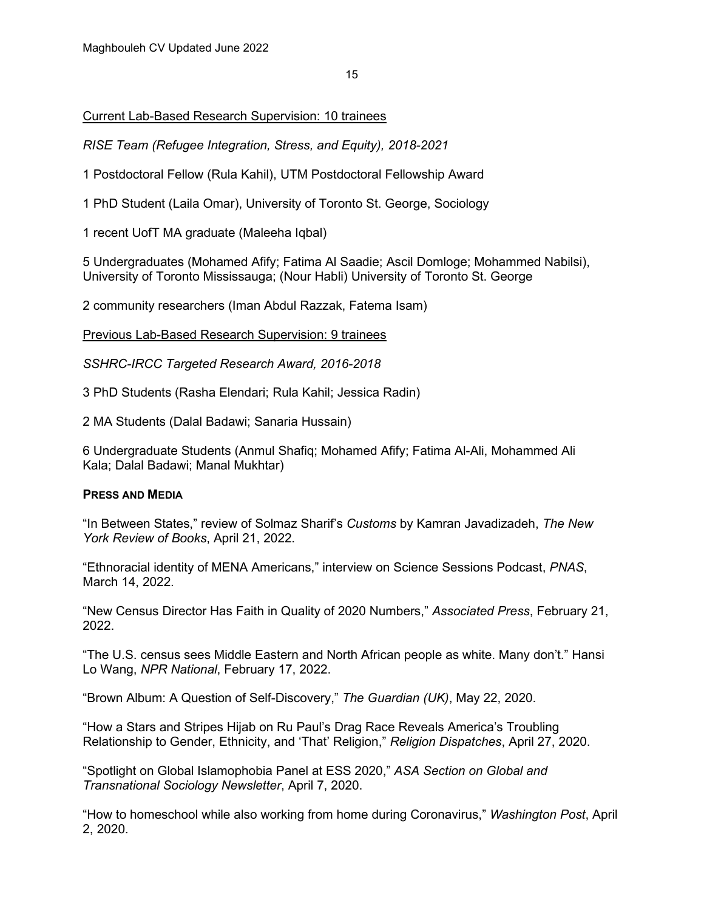<u>Current Lab-Based Research Supervision: 10 trainees</u>

*RISE Team (Refugee Integration, Stress, and Equity), 2018-2021*

1 Postdoctoral Fellow (Rula Kahil), UTM Postdoctoral Fellowship Award

1 PhD Student (Laila Omar), University of Toronto St. George, Sociology

1 recent UofT MA graduate (Maleeha Iqbal)

5 Undergraduates (Mohamed Afify; Fatima Al Saadie; Ascil Domloge; Mohammed Nabilsi), University of Toronto Mississauga; (Nour Habli) University of Toronto St. George

2 community researchers (Iman Abdul Razzak, Fatema Isam)

<u>Previous Lab-Based Research Supervision: 9 trainees</u>

*SSHRC-IRCC Targeted Research Award, 2016-2018*

3 PhD Students (Rasha Elendari; Rula Kahil; Jessica Radin)

2 MA Students (Dalal Badawi; Sanaria Hussain)

6 Undergraduate Students (Anmul Shafiq; Mohamed Afify; Fatima Al-Ali, Mohammed Ali Kala; Dalal Badawi; Manal Mukhtar)

**PRESS AND MEDIA**

"In Between States," review of Solmaz Sharif's *Customs* by Kamran Javadizadeh, *The New York Review of Books*, April 21, 2022.

"Ethnoracial identity of MENA Americans," interview on Science Sessions Podcast, *PNAS*, March 14, 2022.

"New Census Director Has Faith in Quality of 2020 Numbers," *Associated Press*, February 21, 2022.

"The U.S. census sees Middle Eastern and North African people as white. Many don't." Hansi Lo Wang, *NPR National*, February 17, 2022.

"Brown Album: A Question of Self-Discovery," *The Guardian (UK)*, May 22, 2020.

"How a Stars and Stripes Hijab on Ru Paul's Drag Race Reveals America's Troubling Relationship to Gender, Ethnicity, and 'That' Religion," *Religion Dispatches*, April 27, 2020.

"Spotlight on Global Islamophobia Panel at ESS 2020," *ASA Section on Global and Transnational Sociology Newsletter*, April 7, 2020.

"How to homeschool while also working from home during Coronavirus," *Washington Post*, April 2, 2020.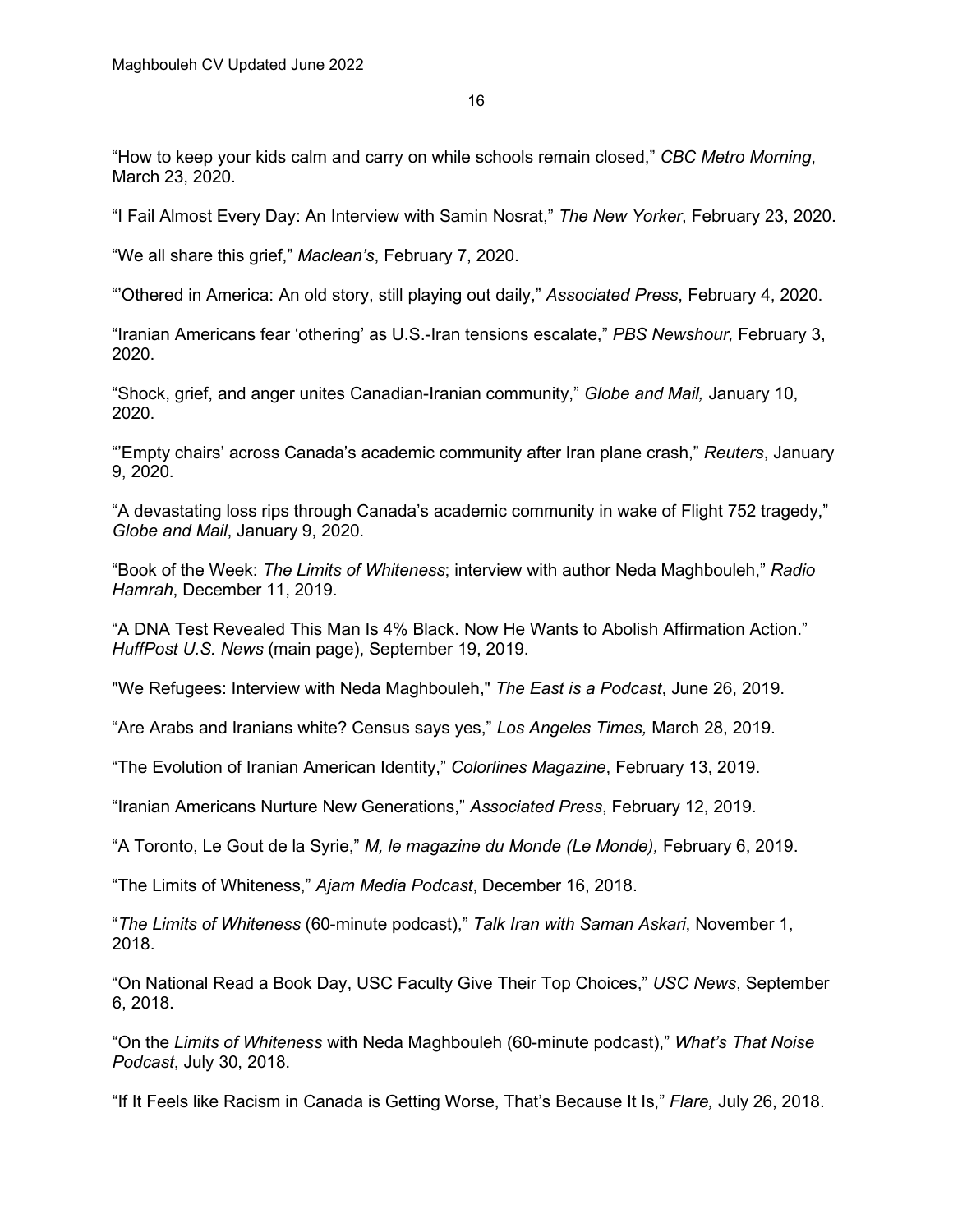"How to keep your kids calm and carry on while schools remain closed," *CBC Metro Morning*, March 23, 2020.

"I Fail Almost Every Day: An Interview with Samin Nosrat," *The New Yorker*, February 23, 2020.

"We all share this grief," *Maclean's*, February 7, 2020.

"'Othered in America: An old story, still playing out daily," *Associated Press*, February 4, 2020.

"Iranian Americans fear 'othering' as U.S.-Iran tensions escalate," *PBS Newshour,* February 3, 2020.

"Shock, grief, and anger unites Canadian-Iranian community," *Globe and Mail,* January 10, 2020.

"'Empty chairs' across Canada's academic community after Iran plane crash," *Reuters*, January 9, 2020.

"A devastating loss rips through Canada's academic community in wake of Flight 752 tragedy," *Globe and Mail*, January 9, 2020.

"Book of the Week: *The Limits of Whiteness*; interview with author Neda Maghbouleh," *Radio Hamrah*, December 11, 2019.

"A DNA Test Revealed This Man Is 4% Black. Now He Wants to Abolish Affirmation Action." *HuffPost U.S. News* (main page), September 19, 2019.

"We Refugees: Interview with Neda Maghbouleh," *The East is a Podcast*, June 26, 2019.

"Are Arabs and Iranians white? Census says yes," *Los Angeles Times,* March 28, 2019.

"The Evolution of Iranian American Identity," *Colorlines Magazine*, February 13, 2019.

"Iranian Americans Nurture New Generations," *Associated Press*, February 12, 2019.

"A Toronto, Le Gout de la Syrie," *M, le magazine du Monde (Le Monde),* February 6, 2019.

"The Limits of Whiteness," *Ajam Media Podcast*, December 16, 2018.

"*The Limits of Whiteness* (60-minute podcast)," *Talk Iran with Saman Askari*, November 1, 2018.

"On National Read a Book Day, USC Faculty Give Their Top Choices," *USC News*, September 6, 2018.

"On the *Limits of Whiteness* with Neda Maghbouleh (60-minute podcast)," *What's That Noise Podcast*, July 30, 2018.

"If It Feels like Racism in Canada is Getting Worse, That's Because It Is," *Flare,* July 26, 2018.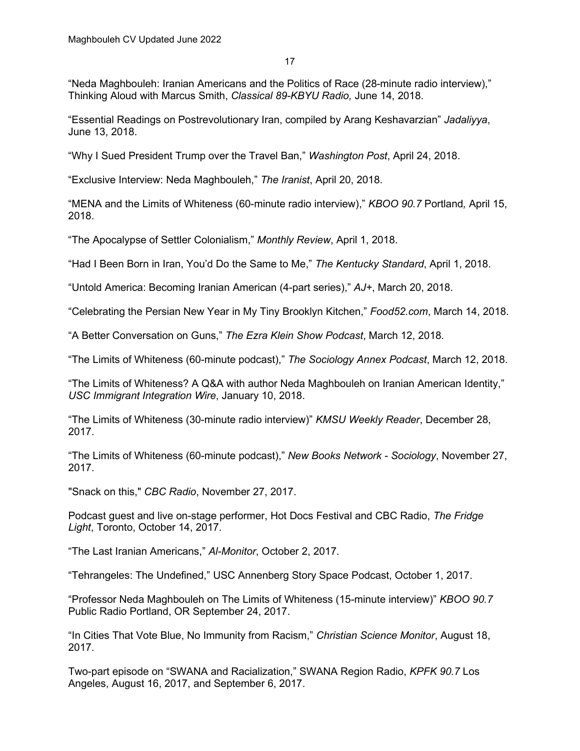"Neda Maghbouleh: Iranian Americans and the Politics of Race (28-minute radio interview)," Thinking Aloud with Marcus Smith, *Classical 89-KBYU Radio,* June 14, 2018.

"Essential Readings on Postrevolutionary Iran, compiled by Arang Keshavarzian" *Jadaliyya*, June 13, 2018.

"Why I Sued President Trump over the Travel Ban," *Washington Post*, April 24, 2018.

"Exclusive Interview: Neda Maghbouleh," *The Iranist*, April 20, 2018.

"MENA and the Limits of Whiteness (60-minute radio interview)," *KBOO 90.7* Portland*,* April 15, 2018.

"The Apocalypse of Settler Colonialism," *Monthly Review*, April 1, 2018.

"Had I Been Born in Iran, You'd Do the Same to Me," *The Kentucky Standard*, April 1, 2018.

"Untold America: Becoming Iranian American (4-part series)," *AJ+*, March 20, 2018.

"Celebrating the Persian New Year in My Tiny Brooklyn Kitchen," *Food52.com*, March 14, 2018.

"A Better Conversation on Guns," *The Ezra Klein Show Podcast*, March 12, 2018.

"The Limits of Whiteness (60-minute podcast)," *The Sociology Annex Podcast*, March 12, 2018.

"The Limits of Whiteness? A Q&A with author Neda Maghbouleh on Iranian American Identity," *USC Immigrant Integration Wire*, January 10, 2018.

"The Limits of Whiteness (30-minute radio interview)" *KMSU Weekly Reader*, December 28, 2017.

"The Limits of Whiteness (60-minute podcast)," *New Books Network - Sociology*, November 27, 2017.

"Snack on this," *CBC Radio*, November 27, 2017.

Podcast guest and live on-stage performer, Hot Docs Festival and CBC Radio, *The Fridge Light*, Toronto, October 14, 2017.

"The Last Iranian Americans," *Al-Monitor*, October 2, 2017.

"Tehrangeles: The Undefined," USC Annenberg Story Space Podcast, October 1, 2017.

"Professor Neda Maghbouleh on The Limits of Whiteness (15-minute interview)" *KBOO 90.7* Public Radio Portland, OR September 24, 2017.

"In Cities That Vote Blue, No Immunity from Racism," *Christian Science Monitor*, August 18, 2017.

Two-part episode on "SWANA and Racialization," SWANA Region Radio, *KPFK 90.7* Los Angeles, August 16, 2017, and September 6, 2017.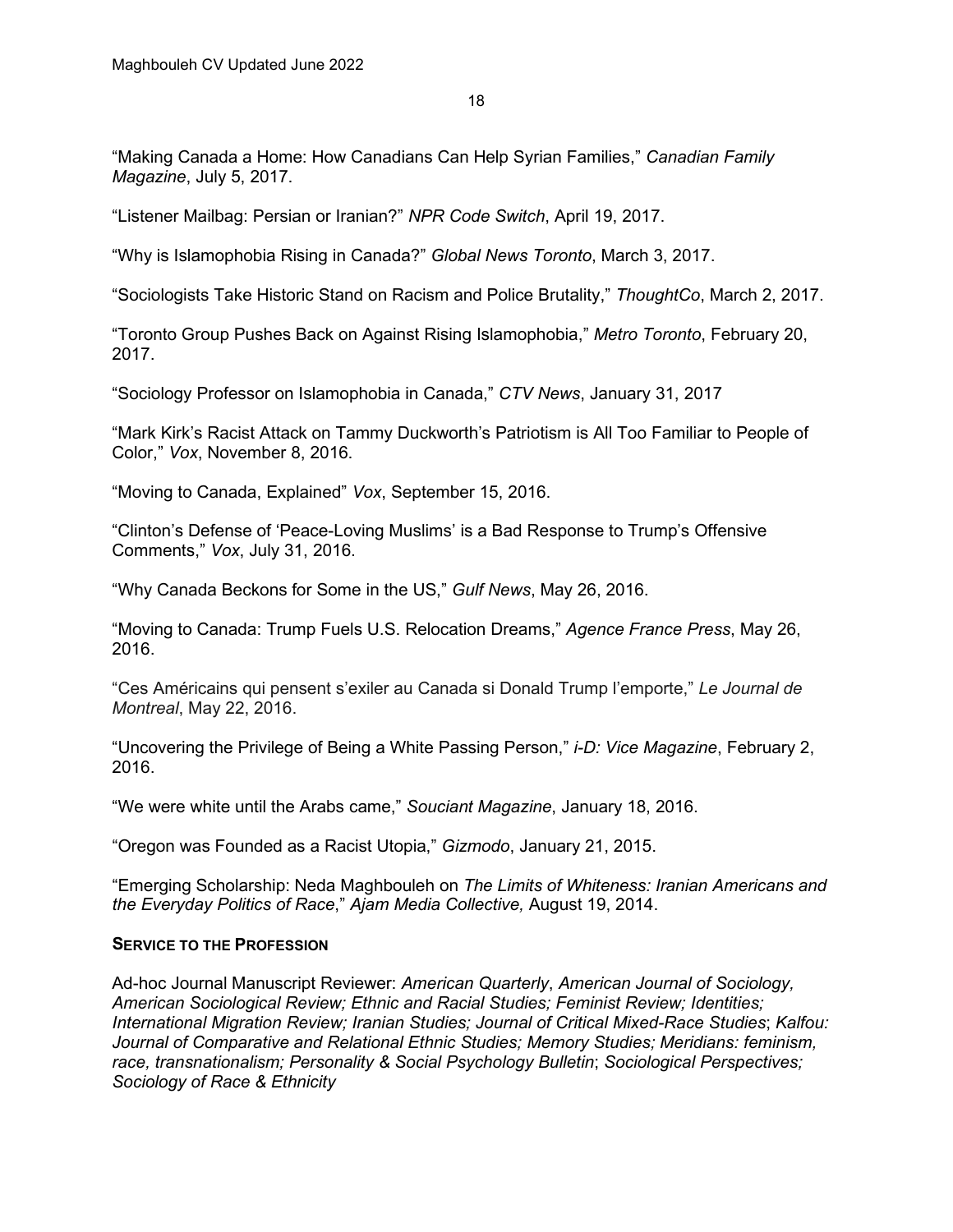"Making Canada a Home: How Canadians Can Help Syrian Families," *Canadian Family Magazine*, July 5, 2017.

"Listener Mailbag: Persian or Iranian?" *NPR Code Switch*, April 19, 2017.

"Why is Islamophobia Rising in Canada?" *Global News Toronto*, March 3, 2017.

"Sociologists Take Historic Stand on Racism and Police Brutality," *ThoughtCo*, March 2, 2017.

"Toronto Group Pushes Back on Against Rising Islamophobia," *Metro Toronto*, February 20, 2017.

"Sociology Professor on Islamophobia in Canada," *CTV News*, January 31, 2017

"Mark Kirk's Racist Attack on Tammy Duckworth's Patriotism is All Too Familiar to People of Color," *Vox*, November 8, 2016.

"Moving to Canada, Explained" *Vox*, September 15, 2016.

"Clinton's Defense of 'Peace-Loving Muslims' is a Bad Response to Trump's Offensive Comments," *Vox*, July 31, 2016.

"Why Canada Beckons for Some in the US," *Gulf News*, May 26, 2016.

"Moving to Canada: Trump Fuels U.S. Relocation Dreams," *Agence France Press*, May 26, 2016.

"Ces Américains qui pensent s'exiler au Canada si Donald Trump l'emporte," *Le Journal de Montreal*, May 22, 2016.

"Uncovering the Privilege of Being a White Passing Person," *i-D: Vice Magazine*, February 2, 2016.

"We were white until the Arabs came," *Souciant Magazine*, January 18, 2016.

"Oregon was Founded as a Racist Utopia," *Gizmodo*, January 21, 2015.

"Emerging Scholarship: Neda Maghbouleh on *The Limits of Whiteness: Iranian Americans and the Everyday Politics of Race*," *Ajam Media Collective,* August 19, 2014.

**SERVICE TO THE PROFESSION**

Ad-hoc Journal Manuscript Reviewer: *American Quarterly*, *American Journal of Sociology, American Sociological Review; Ethnic and Racial Studies; Feminist Review; Identities; International Migration Review; Iranian Studies; Journal of Critical Mixed-Race Studies*; *Kalfou: Journal of Comparative and Relational Ethnic Studies; Memory Studies; Meridians: feminism, race, transnationalism; Personality & Social Psychology Bulletin*; *Sociological Perspectives; Sociology of Race & Ethnicity*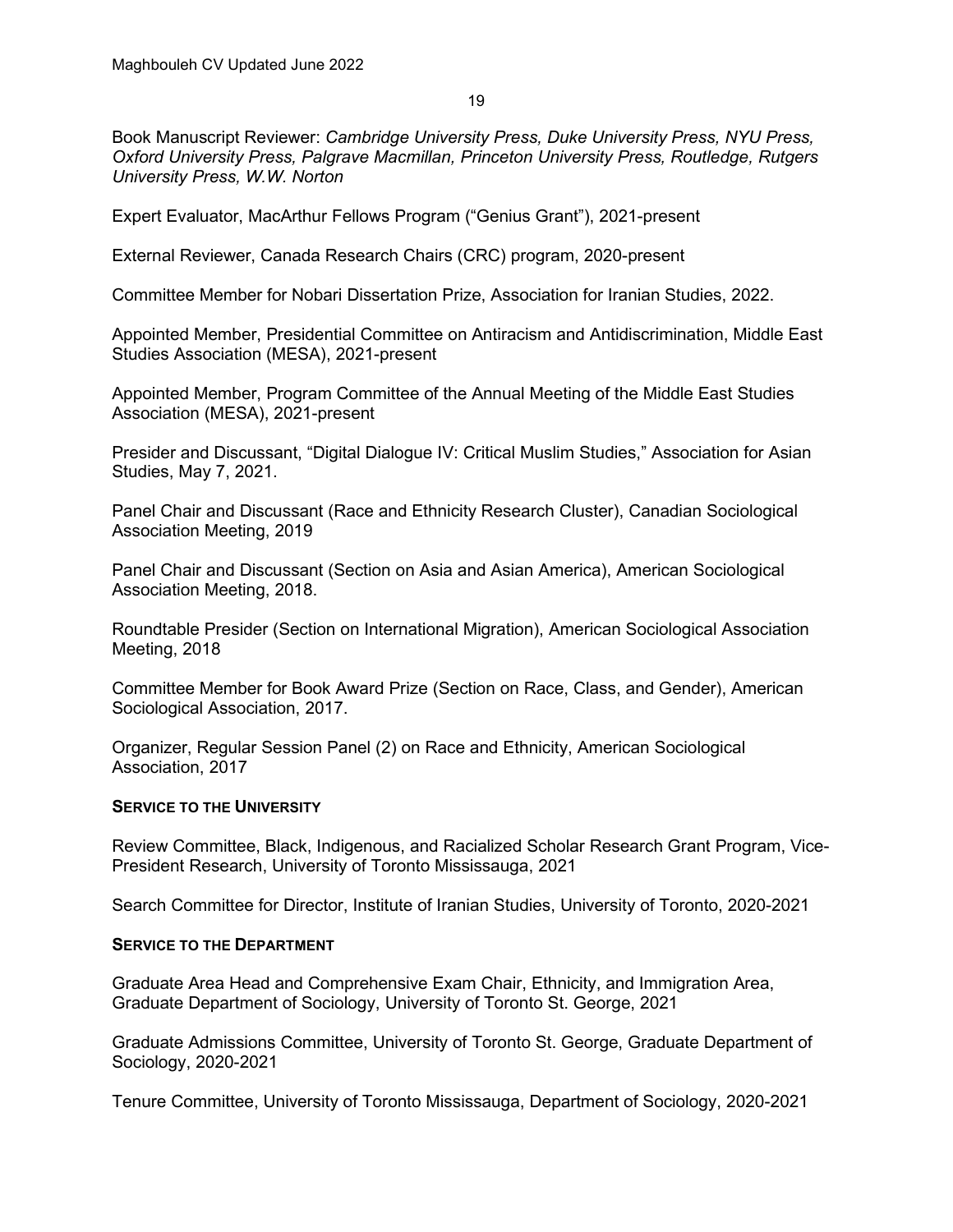Book Manuscript Reviewer: *Cambridge University Press, Duke University Press, NYU Press, Oxford University Press, Palgrave Macmillan, Princeton University Press, Routledge, Rutgers University Press, W.W. Norton*

Expert Evaluator, MacArthur Fellows Program ("Genius Grant"), 2021-present

External Reviewer, Canada Research Chairs (CRC) program, 2020-present

Committee Member for Nobari Dissertation Prize, Association for Iranian Studies, 2022.

Appointed Member, Presidential Committee on Antiracism and Antidiscrimination, Middle East Studies Association (MESA), 2021-present

Appointed Member, Program Committee of the Annual Meeting of the Middle East Studies Association (MESA), 2021-present

Presider and Discussant, "Digital Dialogue IV: Critical Muslim Studies," Association for Asian Studies, May 7, 2021.

Panel Chair and Discussant (Race and Ethnicity Research Cluster), Canadian Sociological Association Meeting, 2019

Panel Chair and Discussant (Section on Asia and Asian America), American Sociological Association Meeting, 2018.

Roundtable Presider (Section on International Migration), American Sociological Association Meeting, 2018

Committee Member for Book Award Prize (Section on Race, Class, and Gender), American Sociological Association, 2017.

Organizer, Regular Session Panel (2) on Race and Ethnicity, American Sociological Association, 2017

**SERVICE TO THE UNIVERSITY**

Review Committee, Black, Indigenous, and Racialized Scholar Research Grant Program, Vice-President Research, University of Toronto Mississauga, 2021

Search Committee for Director, Institute of Iranian Studies, University of Toronto, 2020-2021

**SERVICE TO THE DEPARTMENT**

Graduate Area Head and Comprehensive Exam Chair, Ethnicity, and Immigration Area, Graduate Department of Sociology, University of Toronto St. George, 2021

Graduate Admissions Committee, University of Toronto St. George, Graduate Department of Sociology, 2020-2021

Tenure Committee, University of Toronto Mississauga, Department of Sociology, 2020-2021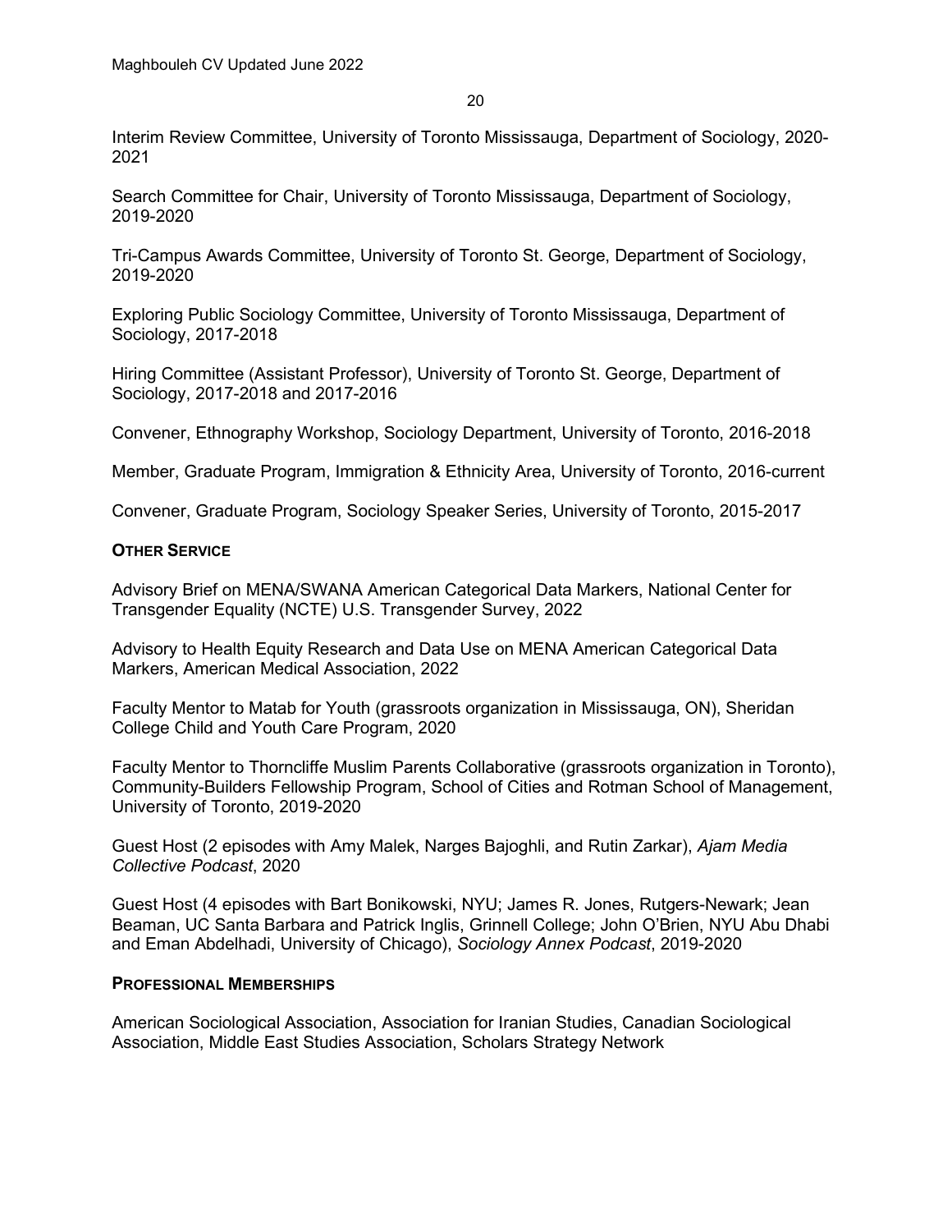Interim Review Committee, University of Toronto Mississauga, Department of Sociology, 2020-2021

Search Committee for Chair, University of Toronto Mississauga, Department of Sociology, 2019-2020

Tri-Campus Awards Committee, University of Toronto St. George, Department of Sociology, 2019-2020

Exploring Public Sociology Committee, University of Toronto Mississauga, Department of Sociology, 2017-2018

Hiring Committee (Assistant Professor), University of Toronto St. George, Department of Sociology, 2017-2018 and 2017-2016

Convener, Ethnography Workshop, Sociology Department, University of Toronto, 2016-2018

Member, Graduate Program, Immigration & Ethnicity Area, University of Toronto, 2016-current

Convener, Graduate Program, Sociology Speaker Series, University of Toronto, 2015-2017

**OTHER SERVICE**

Advisory Brief on MENA/SWANA American Categorical Data Markers, National Center for Transgender Equality (NCTE) U.S. Transgender Survey, 2022

Advisory to Health Equity Research and Data Use on MENA American Categorical Data Markers, American Medical Association, 2022

Faculty Mentor to Matab for Youth (grassroots organization in Mississauga, ON), Sheridan College Child and Youth Care Program, 2020

Faculty Mentor to Thorncliffe Muslim Parents Collaborative (grassroots organization in Toronto), Community-Builders Fellowship Program, School of Cities and Rotman School of Management, University of Toronto, 2019-2020

Guest Host (2 episodes with Amy Malek, Narges Bajoghli, and Rutin Zarkar), *Ajam Media Collective Podcast*, 2020

Guest Host (4 episodes with Bart Bonikowski, NYU; James R. Jones, Rutgers-Newark; Jean Beaman, UC Santa Barbara and Patrick Inglis, Grinnell College; John O'Brien, NYU Abu Dhabi and Eman Abdelhadi, University of Chicago), *Sociology Annex Podcast*, 2019-2020

**PROFESSIONAL MEMBERSHIPS**

American Sociological Association, Association for Iranian Studies, Canadian Sociological Association, Middle East Studies Association, Scholars Strategy Network